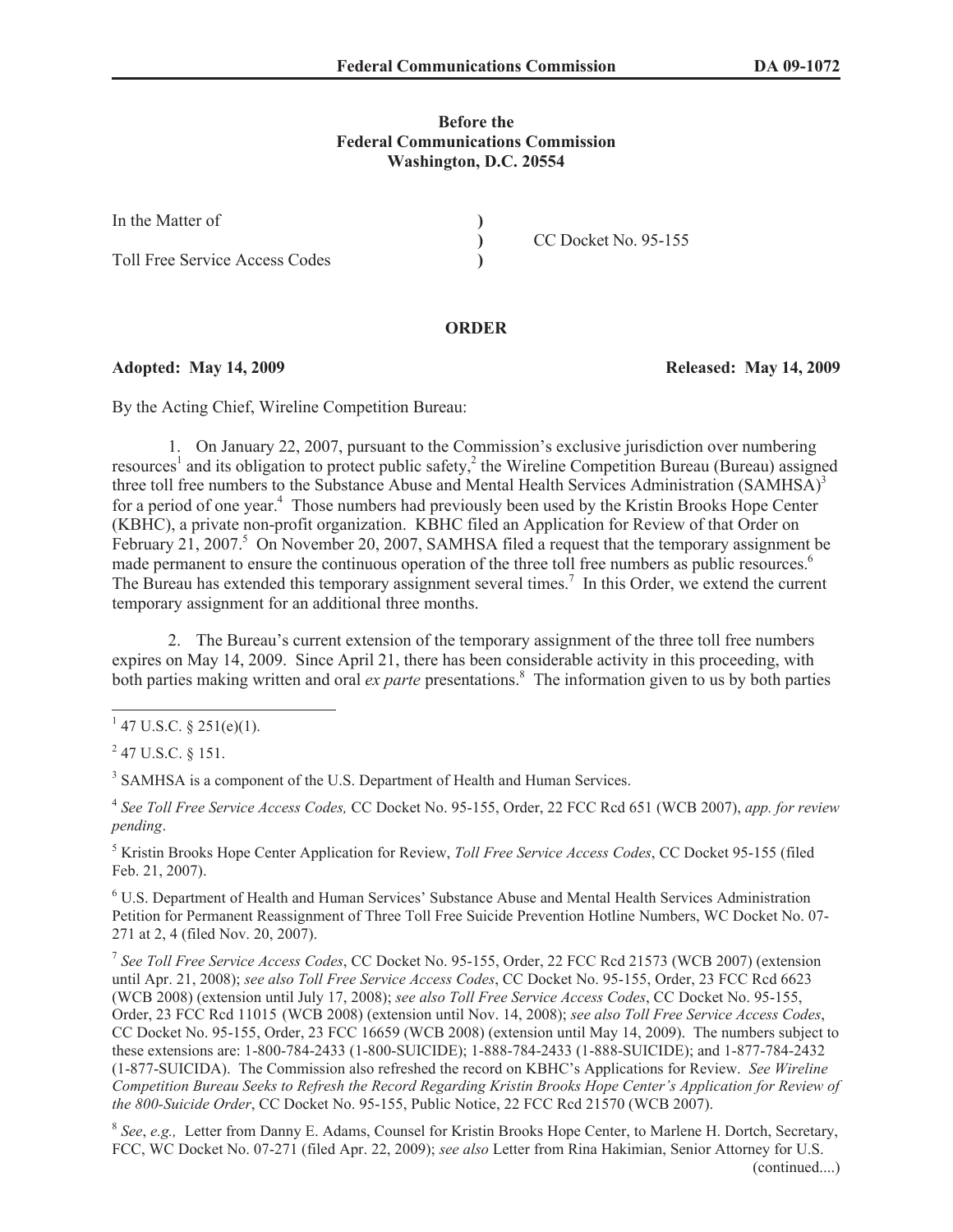**Before the**
**Federal Communications Commission**
**Washington, D.C. 20554**

| | | |
|---|---|---|
| In the Matter of | ) | |
| | ) | CC Docket No. 95-155 |
| Toll Free Service Access Codes | ) | |

## ORDER

**Adopted: May 14, 2009** **Released: May 14, 2009**

By the Acting Chief, Wireline Competition Bureau:

1. On January 22, 2007, pursuant to the Commission's exclusive jurisdiction over numbering resources[1] and its obligation to protect public safety,[2] the Wireline Competition Bureau (Bureau) assigned three toll free numbers to the Substance Abuse and Mental Health Services Administration (SAMHSA)[3] for a period of one year.[4] Those numbers had previously been used by the Kristin Brooks Hope Center (KBHC), a private non-profit organization. KBHC filed an Application for Review of that Order on February 21, 2007.[5] On November 20, 2007, SAMHSA filed a request that the temporary assignment be made permanent to ensure the continuous operation of the three toll free numbers as public resources.[6] The Bureau has extended this temporary assignment several times.[7] In this Order, we extend the current temporary assignment for an additional three months.

2. The Bureau's current extension of the temporary assignment of the three toll free numbers expires on May 14, 2009. Since April 21, there has been considerable activity in this proceeding, with both parties making written and oral *ex parte* presentations.[8] The information given to us by both parties

---

[1] 47 U.S.C. § 251(e)(1).

[2] 47 U.S.C. § 151.

[3] SAMHSA is a component of the U.S. Department of Health and Human Services.

[4] *See Toll Free Service Access Codes,* CC Docket No. 95-155, Order, 22 FCC Rcd 651 (WCB 2007), *app. for review pending*.

[5] Kristin Brooks Hope Center Application for Review, *Toll Free Service Access Codes*, CC Docket 95-155 (filed Feb. 21, 2007).

[6] U.S. Department of Health and Human Services' Substance Abuse and Mental Health Services Administration Petition for Permanent Reassignment of Three Toll Free Suicide Prevention Hotline Numbers, WC Docket No. 07-271 at 2, 4 (filed Nov. 20, 2007).

[7] *See Toll Free Service Access Codes*, CC Docket No. 95-155, Order, 22 FCC Rcd 21573 (WCB 2007) (extension until Apr. 21, 2008); *see also Toll Free Service Access Codes*, CC Docket No. 95-155, Order, 23 FCC Rcd 6623 (WCB 2008) (extension until July 17, 2008); *see also Toll Free Service Access Codes*, CC Docket No. 95-155, Order, 23 FCC Rcd 11015 (WCB 2008) (extension until Nov. 14, 2008); *see also Toll Free Service Access Codes*, CC Docket No. 95-155, Order, 23 FCC 16659 (WCB 2008) (extension until May 14, 2009). The numbers subject to these extensions are: 1-800-784-2433 (1-800-SUICIDE); 1-888-784-2433 (1-888-SUICIDE); and 1-877-784-2432 (1-877-SUICIDA). The Commission also refreshed the record on KBHC's Applications for Review. *See Wireline Competition Bureau Seeks to Refresh the Record Regarding Kristin Brooks Hope Center's Application for Review of the 800-Suicide Order*, CC Docket No. 95-155, Public Notice, 22 FCC Rcd 21570 (WCB 2007).

[8] *See*, *e.g.,* Letter from Danny E. Adams, Counsel for Kristin Brooks Hope Center, to Marlene H. Dortch, Secretary, FCC, WC Docket No. 07-271 (filed Apr. 22, 2009); *see also* Letter from Rina Hakimian, Senior Attorney for U.S.

(continued....)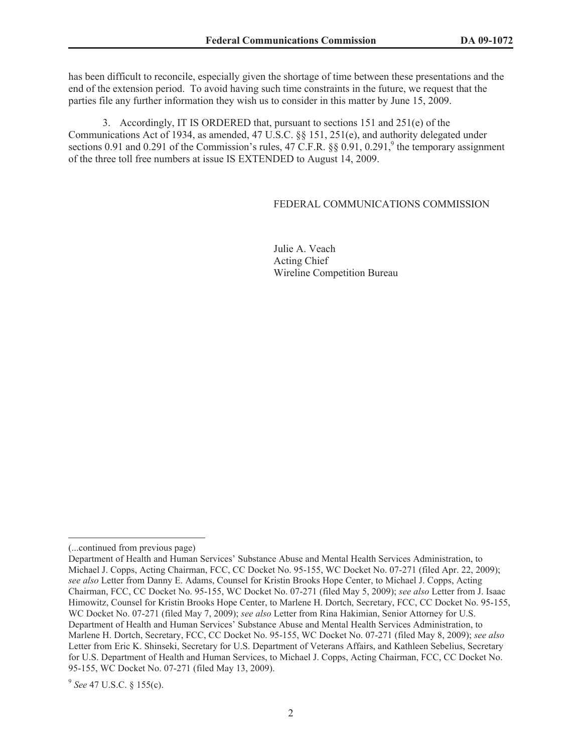has been difficult to reconcile, especially given the shortage of time between these presentations and the end of the extension period. To avoid having such time constraints in the future, we request that the parties file any further information they wish us to consider in this matter by June 15, 2009.

3. Accordingly, IT IS ORDERED that, pursuant to sections 151 and 251(e) of the Communications Act of 1934, as amended, 47 U.S.C. §§ 151, 251(e), and authority delegated under sections 0.91 and 0.291 of the Commission's rules, 47 C.F.R. §§ 0.91, 0.291,[9] the temporary assignment of the three toll free numbers at issue IS EXTENDED to August 14, 2009.

FEDERAL COMMUNICATIONS COMMISSION

Julie A. Veach
Acting Chief
Wireline Competition Bureau

---

(...continued from previous page)
Department of Health and Human Services' Substance Abuse and Mental Health Services Administration, to Michael J. Copps, Acting Chairman, FCC, CC Docket No. 95-155, WC Docket No. 07-271 (filed Apr. 22, 2009); *see also* Letter from Danny E. Adams, Counsel for Kristin Brooks Hope Center, to Michael J. Copps, Acting Chairman, FCC, CC Docket No. 95-155, WC Docket No. 07-271 (filed May 5, 2009); *see also* Letter from J. Isaac Himowitz, Counsel for Kristin Brooks Hope Center, to Marlene H. Dortch, Secretary, FCC, CC Docket No. 95-155, WC Docket No. 07-271 (filed May 7, 2009); *see also* Letter from Rina Hakimian, Senior Attorney for U.S. Department of Health and Human Services' Substance Abuse and Mental Health Services Administration, to Marlene H. Dortch, Secretary, FCC, CC Docket No. 95-155, WC Docket No. 07-271 (filed May 8, 2009); *see also* Letter from Eric K. Shinseki, Secretary for U.S. Department of Veterans Affairs, and Kathleen Sebelius, Secretary for U.S. Department of Health and Human Services, to Michael J. Copps, Acting Chairman, FCC, CC Docket No. 95-155, WC Docket No. 07-271 (filed May 13, 2009).

[9] *See* 47 U.S.C. § 155(c).